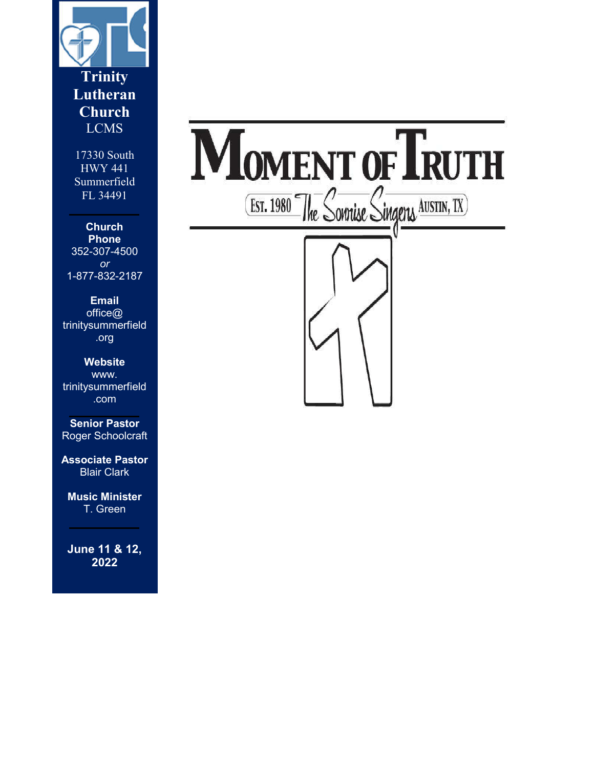# Trinity Lutheran Church

LCMS

17330 South HWY 441
Summerfield FL 34491

**Church Phone**
352-307-4500
*or*
1-877-832-2187

**Email**
office@trinitysummerfield.org

**Website**
www.trinitysummerfield.com

**Senior Pastor**
Roger Schoolcraft

**Associate Pastor**
Blair Clark

**Music Minister**
T. Green

**June 11 & 12, 2022**

# MOMENT OF TRUTH

EST. 1980 The Sonrise Singers AUSTIN, TX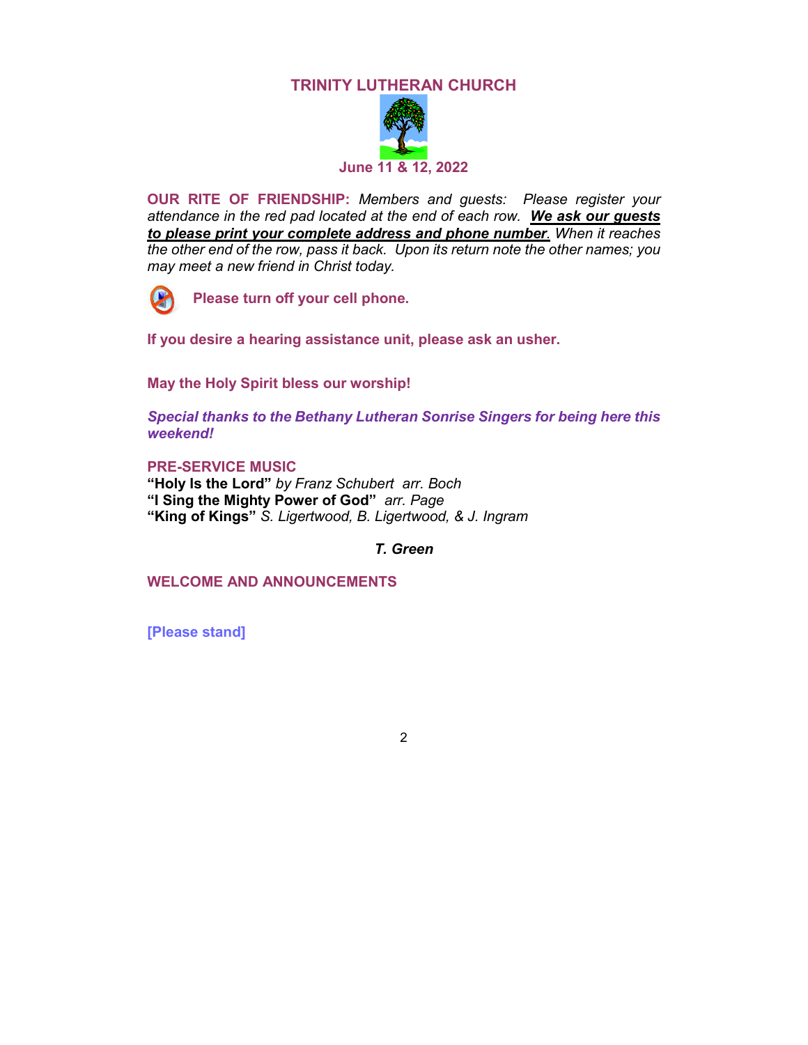# TRINITY LUTHERAN CHURCH

**June 11 & 12, 2022**

**OUR RITE OF FRIENDSHIP:** *Members and guests: Please register your attendance in the red pad located at the end of each row.* ***We ask our guests to please print your complete address and phone number.*** *When it reaches the other end of the row, pass it back. Upon its return note the other names; you may meet a new friend in Christ today.*

**Please turn off your cell phone.**

**If you desire a hearing assistance unit, please ask an usher.**

**May the Holy Spirit bless our worship!**

***Special thanks to the Bethany Lutheran Sonrise Singers for being here this weekend!***

**PRE-SERVICE MUSIC**

**"Holy Is the Lord"** *by Franz Schubert arr. Boch*
**"I Sing the Mighty Power of God"** *arr. Page*
**"King of Kings"** *S. Ligertwood, B. Ligertwood, & J. Ingram*

***T. Green***

**WELCOME AND ANNOUNCEMENTS**

**[Please stand]**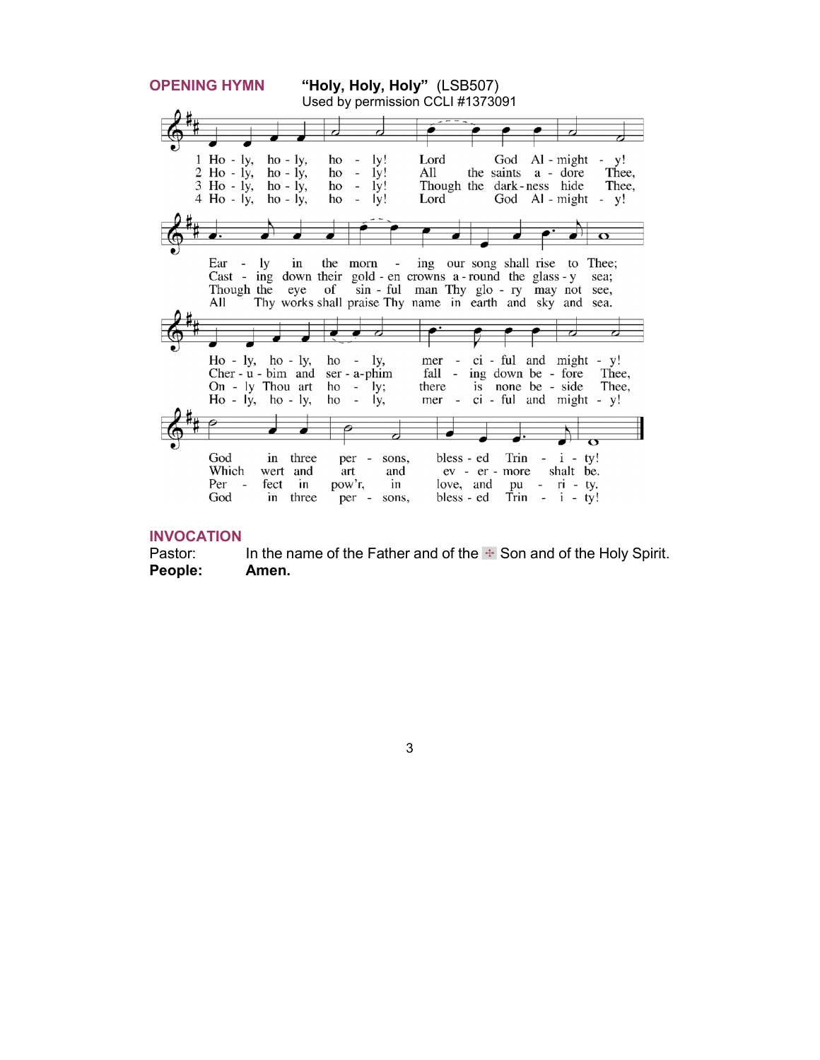## OPENING HYMN

**"Holy, Holy, Holy"** (LSB507)
Used by permission CCLI #1373091

1 Holy, holy, holy! Lord God Almighty! Early in the morning our song shall rise to Thee; Holy, holy, holy, merciful and mighty! God in three persons, blessed Trinity!

2 Holy, holy, holy! All the saints adore Thee, Casting down their golden crowns around the glassy sea; Cherubim and seraphim falling down before Thee, Which wert and art and evermore shalt be.

3 Holy, holy, holy! Though the darkness hide Thee, Though the eye of sinful man Thy glory may not see, Only Thou art holy; there is none beside Thee, Perfect in pow'r, in love, and purity.

4 Holy, holy, holy! Lord God Almighty! All Thy works shall praise Thy name in earth and sky and sea. Holy, holy, holy, merciful and mighty! God in three persons, blessed Trinity!

## INVOCATION

**Pastor:** In the name of the Father and of the ☩ Son and of the Holy Spirit.
**People:** **Amen.**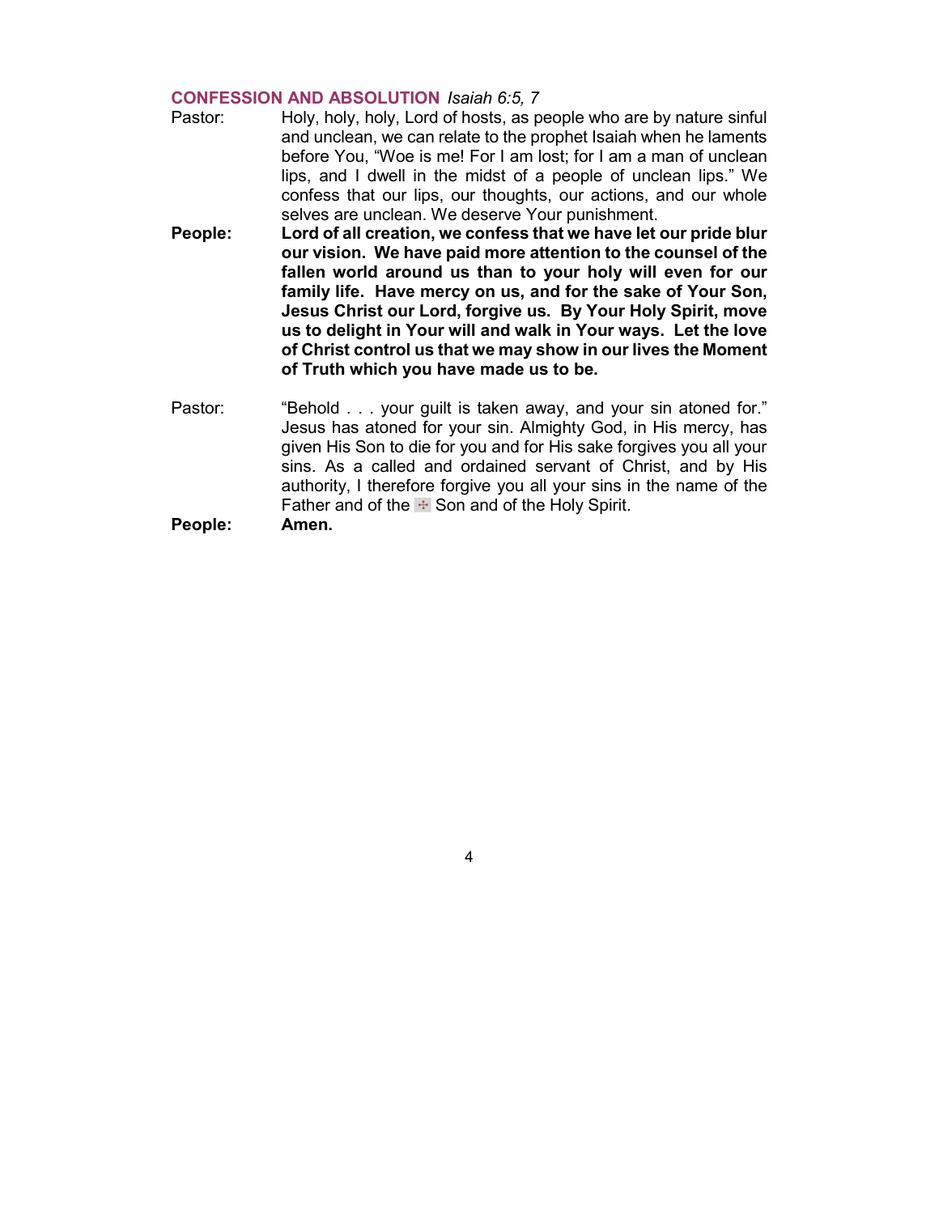## CONFESSION AND ABSOLUTION *Isaiah 6:5, 7*

Pastor: Holy, holy, holy, Lord of hosts, as people who are by nature sinful and unclean, we can relate to the prophet Isaiah when he laments before You, "Woe is me! For I am lost; for I am a man of unclean lips, and I dwell in the midst of a people of unclean lips." We confess that our lips, our thoughts, our actions, and our whole selves are unclean. We deserve Your punishment.

**People: Lord of all creation, we confess that we have let our pride blur our vision. We have paid more attention to the counsel of the fallen world around us than to your holy will even for our family life. Have mercy on us, and for the sake of Your Son, Jesus Christ our Lord, forgive us. By Your Holy Spirit, move us to delight in Your will and walk in Your ways. Let the love of Christ control us that we may show in our lives the Moment of Truth which you have made us to be.**

Pastor: "Behold . . . your guilt is taken away, and your sin atoned for." Jesus has atoned for your sin. Almighty God, in His mercy, has given His Son to die for you and for His sake forgives you all your sins. As a called and ordained servant of Christ, and by His authority, I therefore forgive you all your sins in the name of the Father and of the ✠ Son and of the Holy Spirit.

**People: Amen.**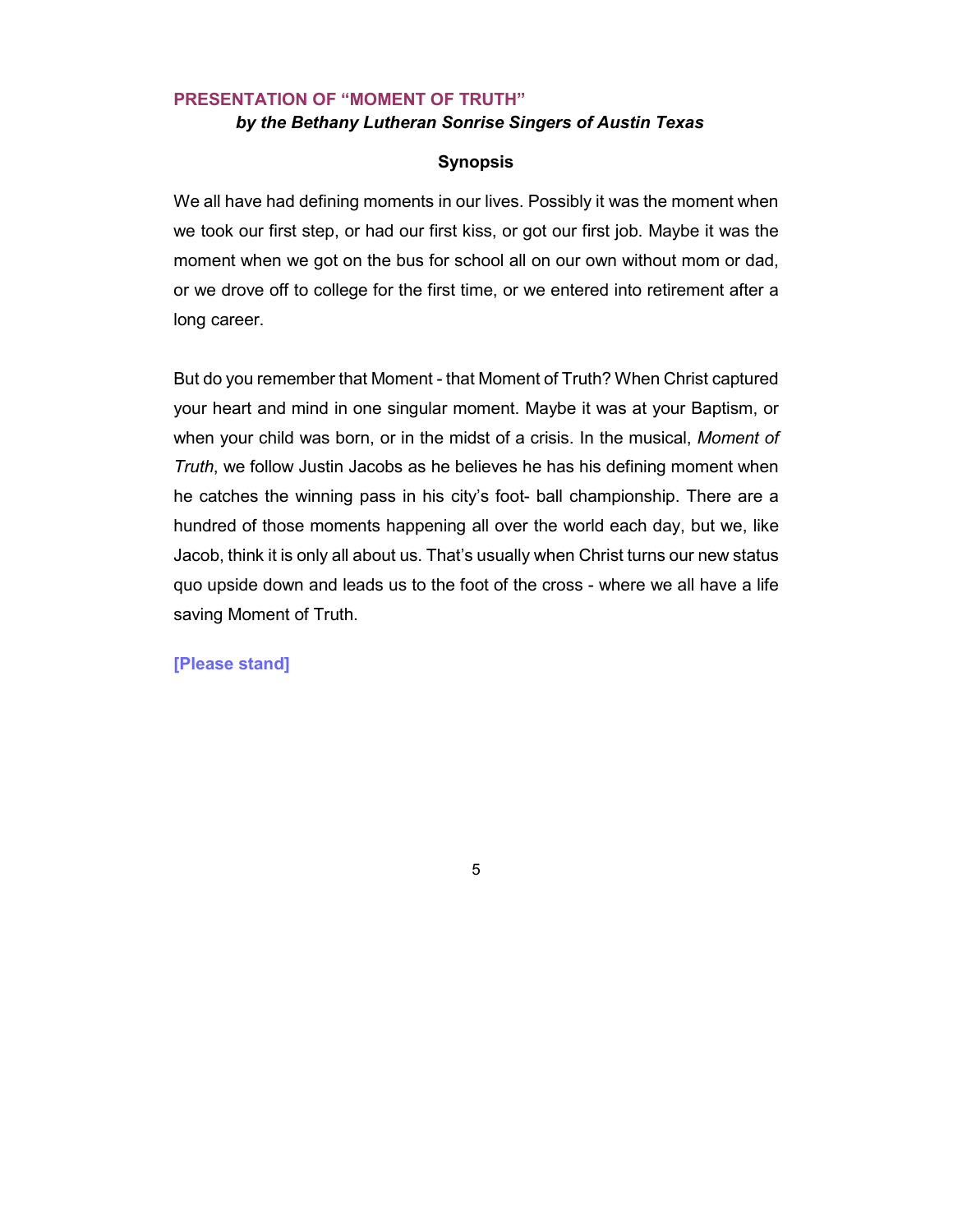## PRESENTATION OF "MOMENT OF TRUTH"

***by the Bethany Lutheran Sonrise Singers of Austin Texas***

**Synopsis**

We all have had defining moments in our lives. Possibly it was the moment when we took our first step, or had our first kiss, or got our first job. Maybe it was the moment when we got on the bus for school all on our own without mom or dad, or we drove off to college for the first time, or we entered into retirement after a long career.

But do you remember that Moment - that Moment of Truth? When Christ captured your heart and mind in one singular moment. Maybe it was at your Baptism, or when your child was born, or in the midst of a crisis. In the musical, *Moment of Truth*, we follow Justin Jacobs as he believes he has his defining moment when he catches the winning pass in his city's foot- ball championship. There are a hundred of those moments happening all over the world each day, but we, like Jacob, think it is only all about us. That's usually when Christ turns our new status quo upside down and leads us to the foot of the cross - where we all have a life saving Moment of Truth.

**[Please stand]**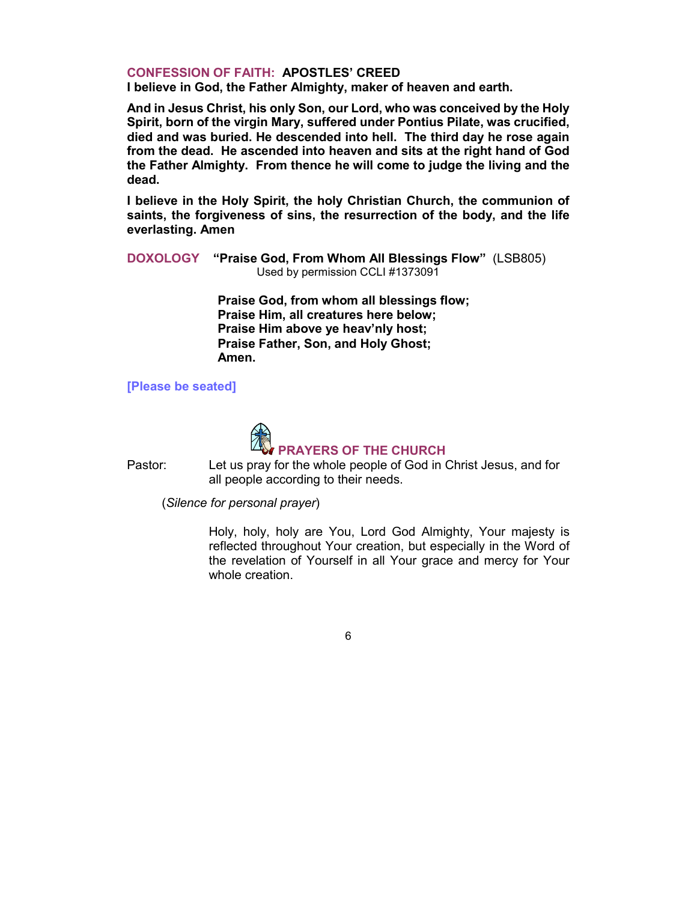**CONFESSION OF FAITH: APOSTLES' CREED**

**I believe in God, the Father Almighty, maker of heaven and earth.**

**And in Jesus Christ, his only Son, our Lord, who was conceived by the Holy Spirit, born of the virgin Mary, suffered under Pontius Pilate, was crucified, died and was buried. He descended into hell. The third day he rose again from the dead. He ascended into heaven and sits at the right hand of God the Father Almighty. From thence he will come to judge the living and the dead.**

**I believe in the Holy Spirit, the holy Christian Church, the communion of saints, the forgiveness of sins, the resurrection of the body, and the life everlasting. Amen**

**DOXOLOGY** **"Praise God, From Whom All Blessings Flow"** (LSB805)
Used by permission CCLI #1373091

**Praise God, from whom all blessings flow;**
**Praise Him, all creatures here below;**
**Praise Him above ye heav'nly host;**
**Praise Father, Son, and Holy Ghost;**
**Amen.**

**[Please be seated]**

**PRAYERS OF THE CHURCH**

Pastor: Let us pray for the whole people of God in Christ Jesus, and for all people according to their needs.

(*Silence for personal prayer*)

Holy, holy, holy are You, Lord God Almighty, Your majesty is reflected throughout Your creation, but especially in the Word of the revelation of Yourself in all Your grace and mercy for Your whole creation.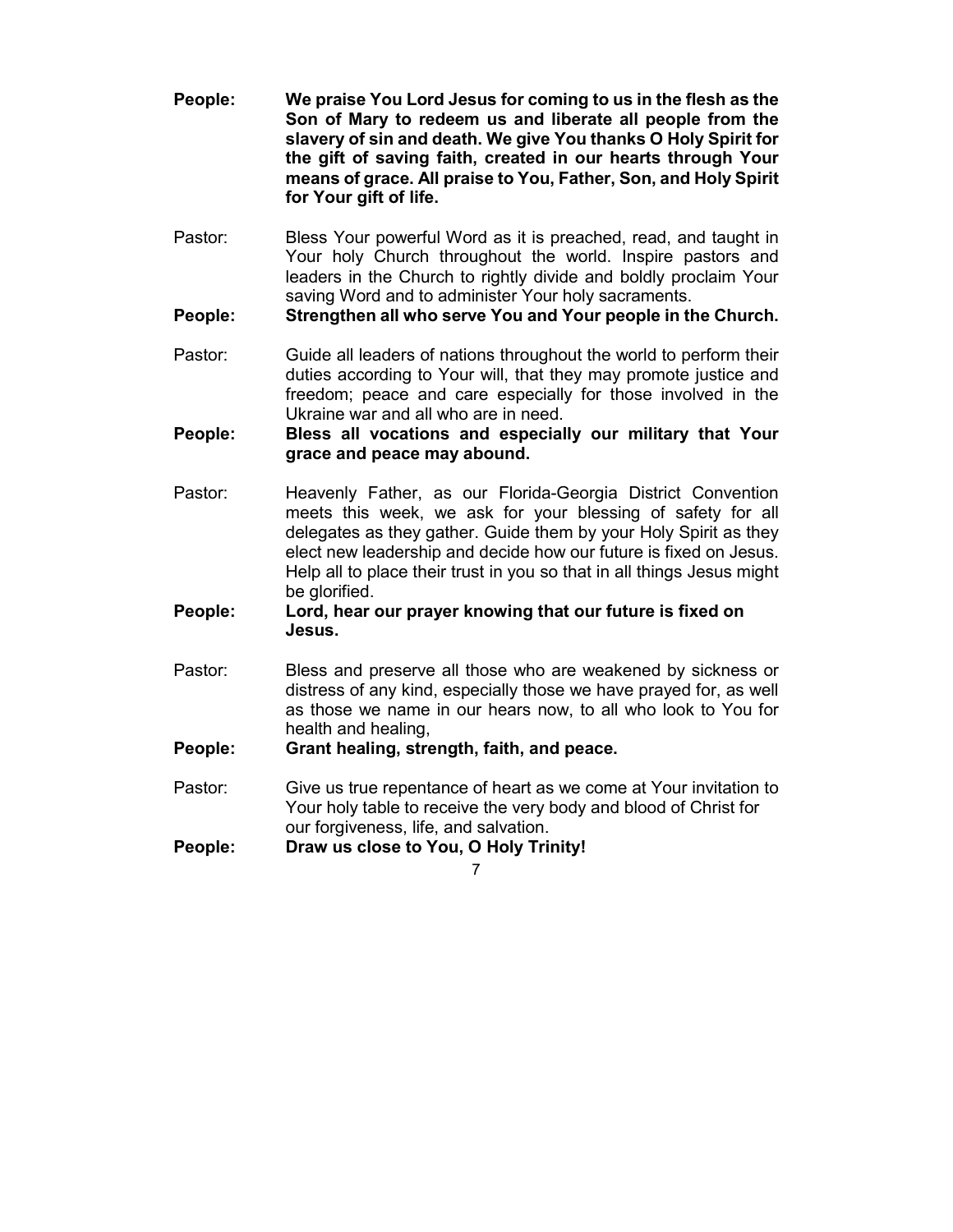**People:** **We praise You Lord Jesus for coming to us in the flesh as the Son of Mary to redeem us and liberate all people from the slavery of sin and death. We give You thanks O Holy Spirit for the gift of saving faith, created in our hearts through Your means of grace. All praise to You, Father, Son, and Holy Spirit for Your gift of life.**

Pastor: Bless Your powerful Word as it is preached, read, and taught in Your holy Church throughout the world. Inspire pastors and leaders in the Church to rightly divide and boldly proclaim Your saving Word and to administer Your holy sacraments.

**People:** **Strengthen all who serve You and Your people in the Church.**

Pastor: Guide all leaders of nations throughout the world to perform their duties according to Your will, that they may promote justice and freedom; peace and care especially for those involved in the Ukraine war and all who are in need.

**People:** **Bless all vocations and especially our military that Your grace and peace may abound.**

Pastor: Heavenly Father, as our Florida-Georgia District Convention meets this week, we ask for your blessing of safety for all delegates as they gather. Guide them by your Holy Spirit as they elect new leadership and decide how our future is fixed on Jesus. Help all to place their trust in you so that in all things Jesus might be glorified.

**People:** **Lord, hear our prayer knowing that our future is fixed on Jesus.**

Pastor: Bless and preserve all those who are weakened by sickness or distress of any kind, especially those we have prayed for, as well as those we name in our hears now, to all who look to You for health and healing,

**People:** **Grant healing, strength, faith, and peace.**

Pastor: Give us true repentance of heart as we come at Your invitation to Your holy table to receive the very body and blood of Christ for our forgiveness, life, and salvation.

**People:** **Draw us close to You, O Holy Trinity!**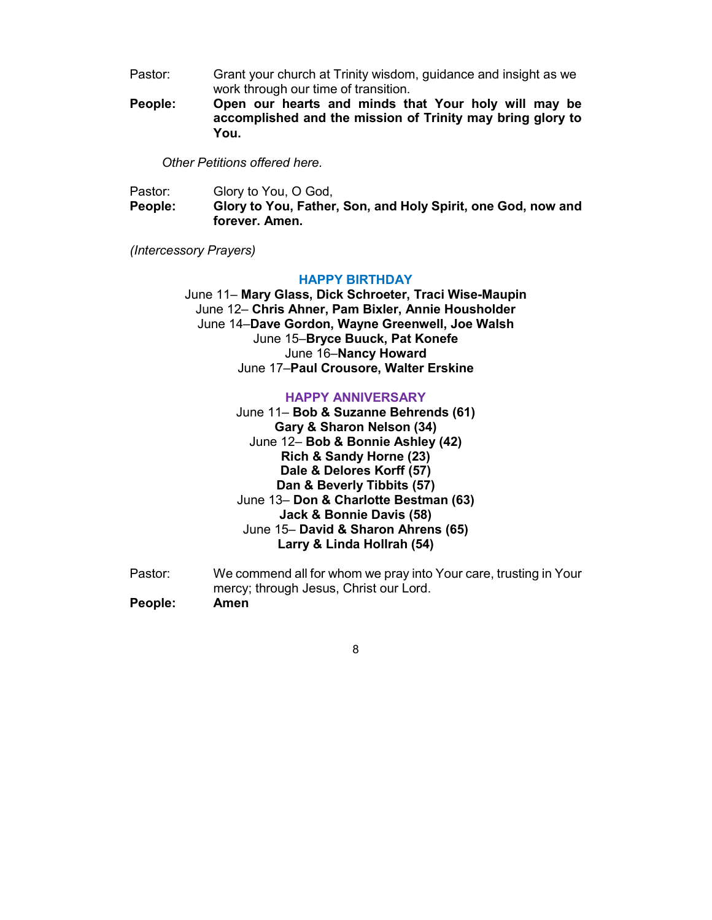Pastor: Grant your church at Trinity wisdom, guidance and insight as we work through our time of transition.

**People: Open our hearts and minds that Your holy will may be accomplished and the mission of Trinity may bring glory to You.**

*Other Petitions offered here.*

Pastor: Glory to You, O God,

**People: Glory to You, Father, Son, and Holy Spirit, one God, now and forever. Amen.**

*(Intercessory Prayers)*

## HAPPY BIRTHDAY

June 11– **Mary Glass, Dick Schroeter, Traci Wise-Maupin**
June 12– **Chris Ahner, Pam Bixler, Annie Housholder**
June 14–**Dave Gordon, Wayne Greenwell, Joe Walsh**
June 15–**Bryce Buuck, Pat Konefe**
June 16–**Nancy Howard**
June 17–**Paul Crousore, Walter Erskine**

## HAPPY ANNIVERSARY

June 11– **Bob & Suzanne Behrends (61)**
**Gary & Sharon Nelson (34)**
June 12– **Bob & Bonnie Ashley (42)**
**Rich & Sandy Horne (23)**
**Dale & Delores Korff (57)**
**Dan & Beverly Tibbits (57)**
June 13– **Don & Charlotte Bestman (63)**
**Jack & Bonnie Davis (58)**
June 15– **David & Sharon Ahrens (65)**
**Larry & Linda Hollrah (54)**

Pastor: We commend all for whom we pray into Your care, trusting in Your mercy; through Jesus, Christ our Lord.

**People: Amen**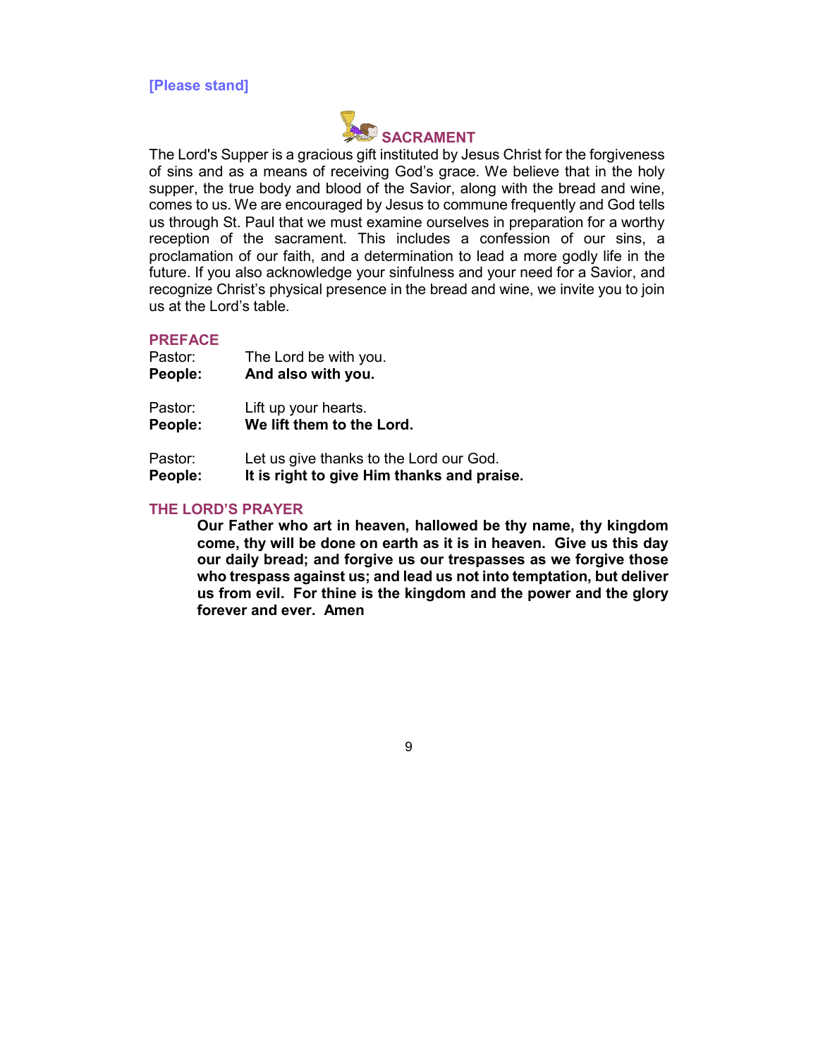**[Please stand]**

## SACRAMENT

The Lord's Supper is a gracious gift instituted by Jesus Christ for the forgiveness of sins and as a means of receiving God's grace. We believe that in the holy supper, the true body and blood of the Savior, along with the bread and wine, comes to us. We are encouraged by Jesus to commune frequently and God tells us through St. Paul that we must examine ourselves in preparation for a worthy reception of the sacrament. This includes a confession of our sins, a proclamation of our faith, and a determination to lead a more godly life in the future. If you also acknowledge your sinfulness and your need for a Savior, and recognize Christ's physical presence in the bread and wine, we invite you to join us at the Lord's table.

### PREFACE

Pastor: The Lord be with you.
**People: And also with you.**

Pastor: Lift up your hearts.
**People: We lift them to the Lord.**

Pastor: Let us give thanks to the Lord our God.
**People: It is right to give Him thanks and praise.**

### THE LORD'S PRAYER

**Our Father who art in heaven, hallowed be thy name, thy kingdom come, thy will be done on earth as it is in heaven. Give us this day our daily bread; and forgive us our trespasses as we forgive those who trespass against us; and lead us not into temptation, but deliver us from evil. For thine is the kingdom and the power and the glory forever and ever. Amen**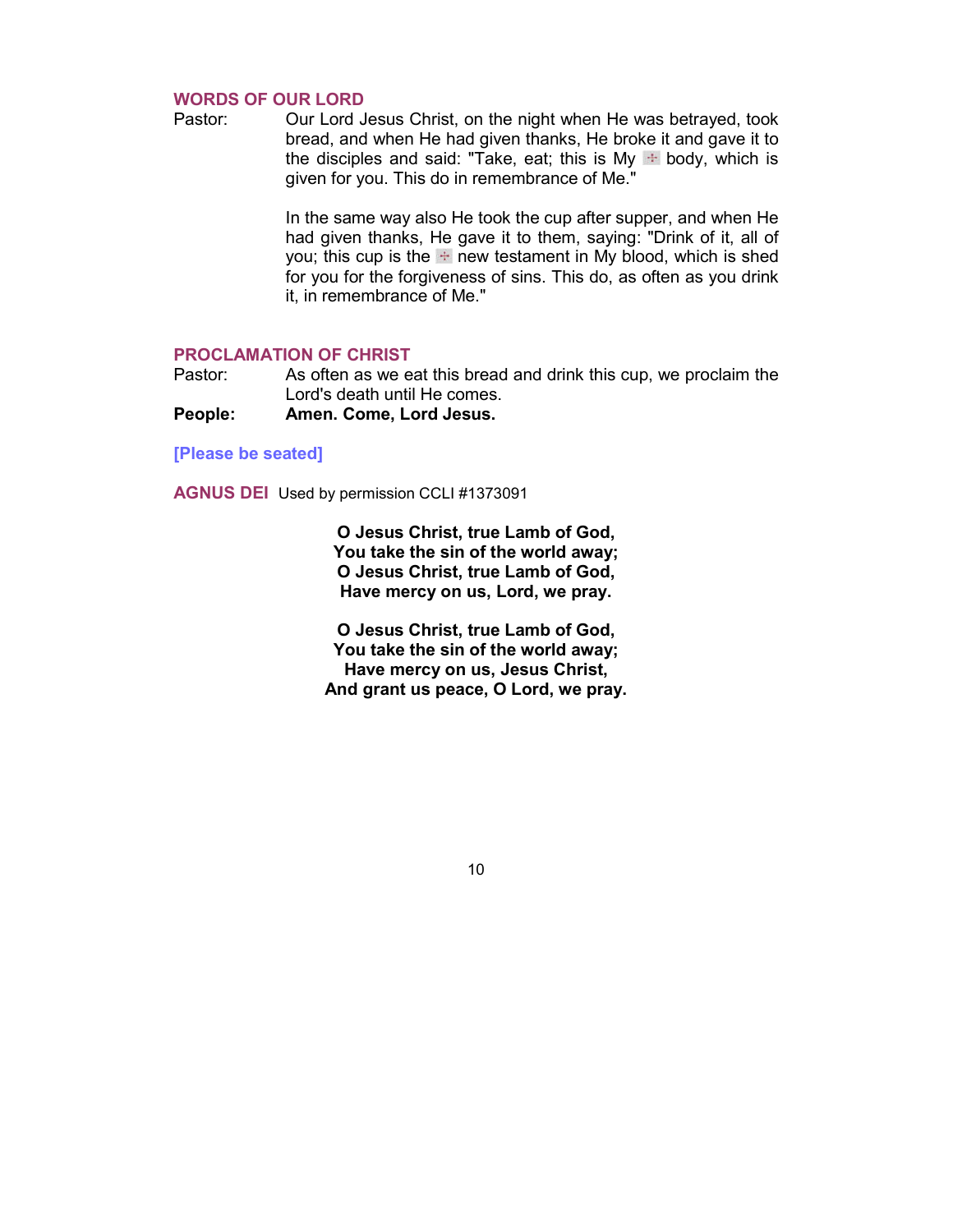## WORDS OF OUR LORD

Pastor: Our Lord Jesus Christ, on the night when He was betrayed, took bread, and when He had given thanks, He broke it and gave it to the disciples and said: "Take, eat; this is My ✠ body, which is given for you. This do in remembrance of Me."

In the same way also He took the cup after supper, and when He had given thanks, He gave it to them, saying: "Drink of it, all of you; this cup is the ✠ new testament in My blood, which is shed for you for the forgiveness of sins. This do, as often as you drink it, in remembrance of Me."

## PROCLAMATION OF CHRIST

Pastor: As often as we eat this bread and drink this cup, we proclaim the Lord's death until He comes.

**People: Amen. Come, Lord Jesus.**

**[Please be seated]**

## AGNUS DEI

Used by permission CCLI #1373091

**O Jesus Christ, true Lamb of God,**
**You take the sin of the world away;**
**O Jesus Christ, true Lamb of God,**
**Have mercy on us, Lord, we pray.**

**O Jesus Christ, true Lamb of God,**
**You take the sin of the world away;**
**Have mercy on us, Jesus Christ,**
**And grant us peace, O Lord, we pray.**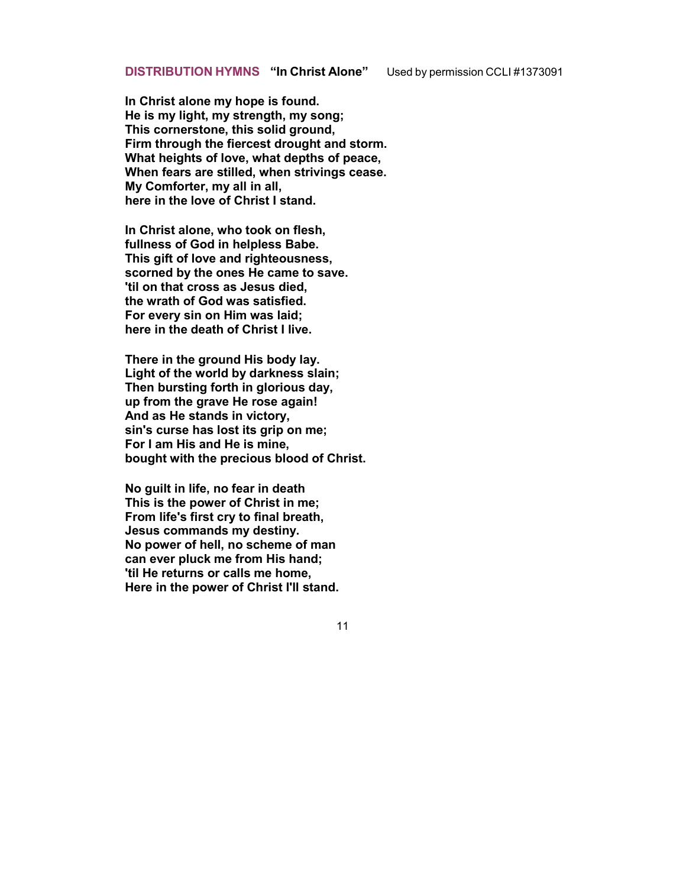**DISTRIBUTION HYMNS** **"In Christ Alone"** Used by permission CCLI #1373091

**In Christ alone my hope is found.**
**He is my light, my strength, my song;**
**This cornerstone, this solid ground,**
**Firm through the fiercest drought and storm.**
**What heights of love, what depths of peace,**
**When fears are stilled, when strivings cease.**
**My Comforter, my all in all,**
**here in the love of Christ I stand.**

**In Christ alone, who took on flesh,**
**fullness of God in helpless Babe.**
**This gift of love and righteousness,**
**scorned by the ones He came to save.**
**'til on that cross as Jesus died,**
**the wrath of God was satisfied.**
**For every sin on Him was laid;**
**here in the death of Christ I live.**

**There in the ground His body lay.**
**Light of the world by darkness slain;**
**Then bursting forth in glorious day,**
**up from the grave He rose again!**
**And as He stands in victory,**
**sin's curse has lost its grip on me;**
**For I am His and He is mine,**
**bought with the precious blood of Christ.**

**No guilt in life, no fear in death**
**This is the power of Christ in me;**
**From life's first cry to final breath,**
**Jesus commands my destiny.**
**No power of hell, no scheme of man**
**can ever pluck me from His hand;**
**'til He returns or calls me home,**
**Here in the power of Christ I'll stand.**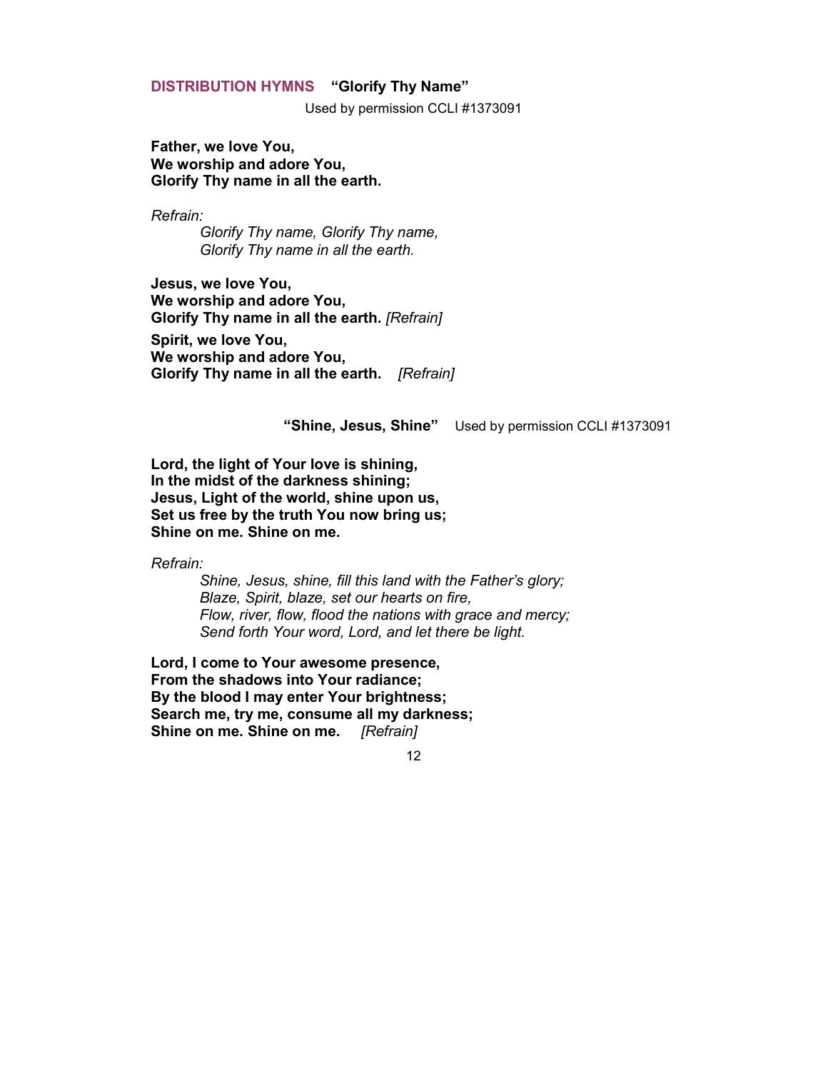## DISTRIBUTION HYMNS **"Glorify Thy Name"**

Used by permission CCLI #1373091

**Father, we love You,**
**We worship and adore You,**
**Glorify Thy name in all the earth.**

*Refrain:*

> *Glorify Thy name, Glorify Thy name,*
> *Glorify Thy name in all the earth.*

**Jesus, we love You,**
**We worship and adore You,**
**Glorify Thy name in all the earth.** *[Refrain]*

**Spirit, we love You,**
**We worship and adore You,**
**Glorify Thy name in all the earth.** *[Refrain]*

**"Shine, Jesus, Shine"** Used by permission CCLI #1373091

**Lord, the light of Your love is shining,**
**In the midst of the darkness shining;**
**Jesus, Light of the world, shine upon us,**
**Set us free by the truth You now bring us;**
**Shine on me. Shine on me.**

*Refrain:*

> *Shine, Jesus, shine, fill this land with the Father's glory;*
> *Blaze, Spirit, blaze, set our hearts on fire,*
> *Flow, river, flow, flood the nations with grace and mercy;*
> *Send forth Your word, Lord, and let there be light.*

**Lord, I come to Your awesome presence,**
**From the shadows into Your radiance;**
**By the blood I may enter Your brightness;**
**Search me, try me, consume all my darkness;**
**Shine on me. Shine on me.** *[Refrain]*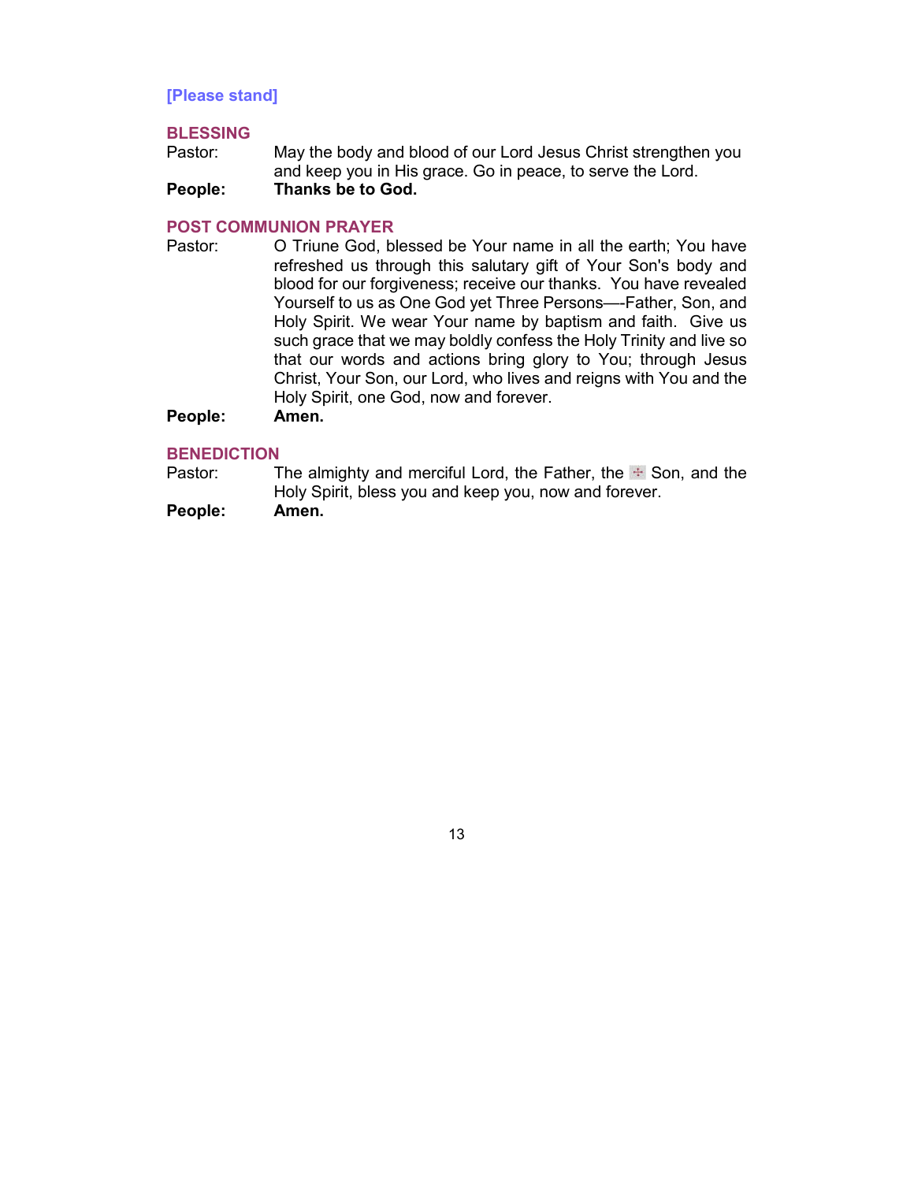[Please stand]

## BLESSING

Pastor: May the body and blood of our Lord Jesus Christ strengthen you and keep you in His grace. Go in peace, to serve the Lord.

**People: Thanks be to God.**

## POST COMMUNION PRAYER

Pastor: O Triune God, blessed be Your name in all the earth; You have refreshed us through this salutary gift of Your Son's body and blood for our forgiveness; receive our thanks. You have revealed Yourself to us as One God yet Three Persons—-Father, Son, and Holy Spirit. We wear Your name by baptism and faith. Give us such grace that we may boldly confess the Holy Trinity and live so that our words and actions bring glory to You; through Jesus Christ, Your Son, our Lord, who lives and reigns with You and the Holy Spirit, one God, now and forever.

**People: Amen.**

## BENEDICTION

Pastor: The almighty and merciful Lord, the Father, the ✠ Son, and the Holy Spirit, bless you and keep you, now and forever.

**People: Amen.**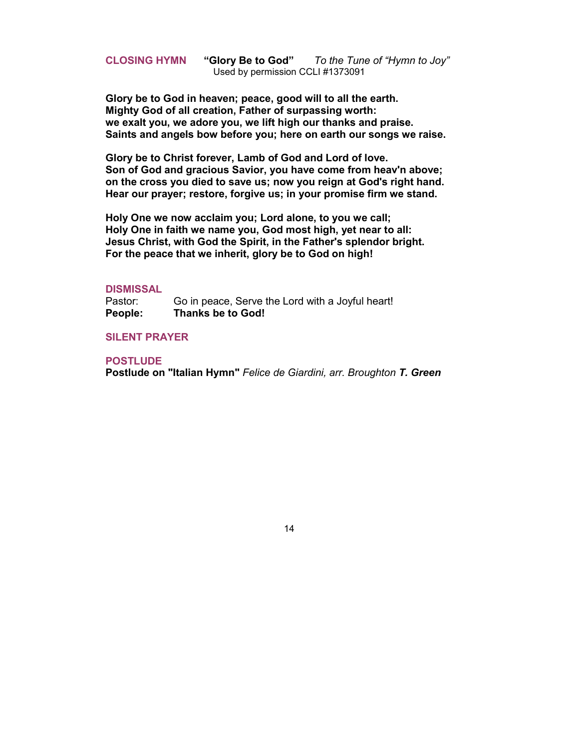**CLOSING HYMN** **"Glory Be to God"** *To the Tune of "Hymn to Joy"*
Used by permission CCLI #1373091

**Glory be to God in heaven; peace, good will to all the earth.**
**Mighty God of all creation, Father of surpassing worth:**
**we exalt you, we adore you, we lift high our thanks and praise.**
**Saints and angels bow before you; here on earth our songs we raise.**

**Glory be to Christ forever, Lamb of God and Lord of love.**
**Son of God and gracious Savior, you have come from heav'n above;**
**on the cross you died to save us; now you reign at God's right hand.**
**Hear our prayer; restore, forgive us; in your promise firm we stand.**

**Holy One we now acclaim you; Lord alone, to you we call;**
**Holy One in faith we name you, God most high, yet near to all:**
**Jesus Christ, with God the Spirit, in the Father's splendor bright.**
**For the peace that we inherit, glory be to God on high!**

**DISMISSAL**

Pastor: Go in peace, Serve the Lord with a Joyful heart!
**People: Thanks be to God!**

**SILENT PRAYER**

**POSTLUDE**

**Postlude on "Italian Hymn"** *Felice de Giardini, arr. Broughton* ***T. Green***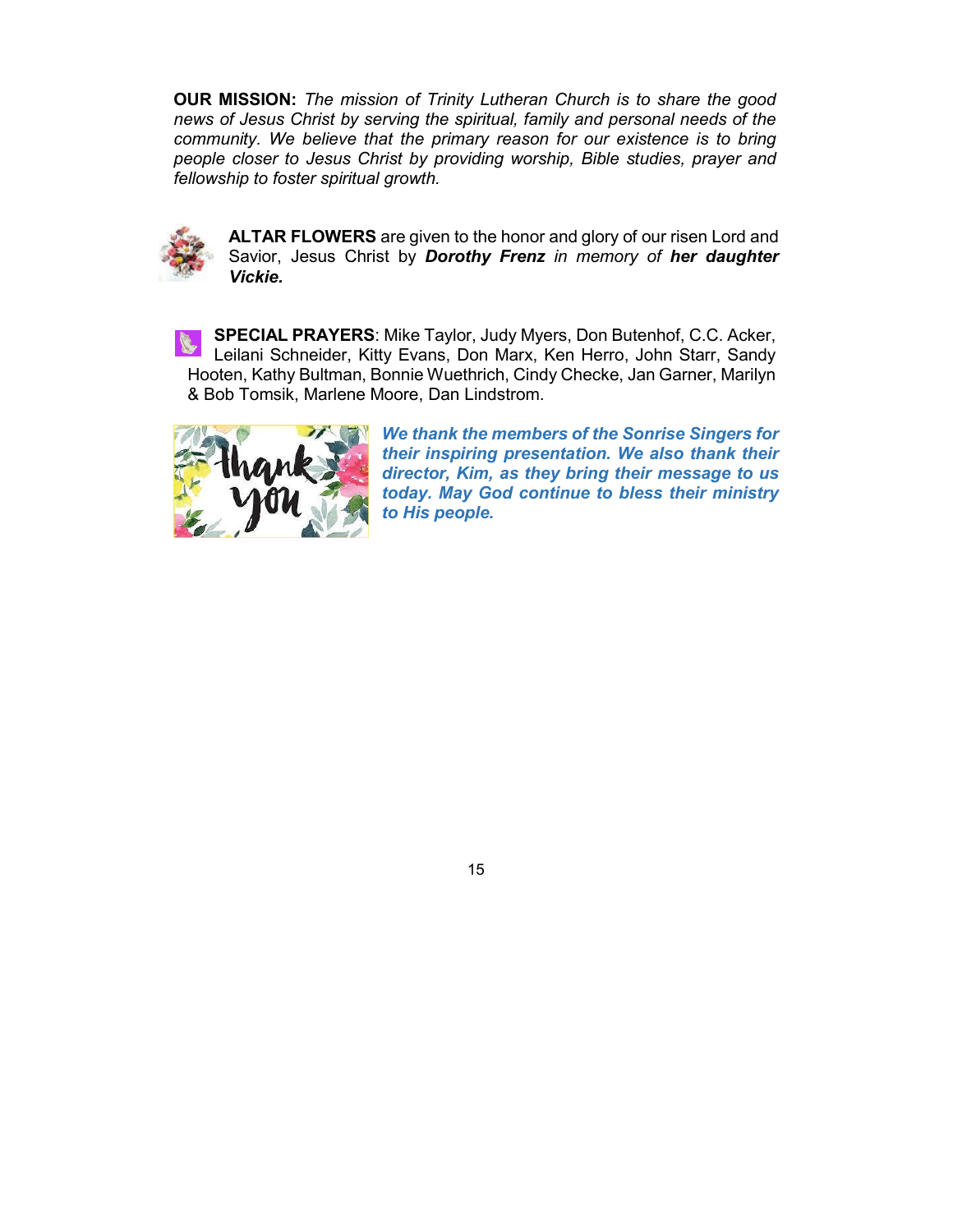**OUR MISSION:** *The mission of Trinity Lutheran Church is to share the good news of Jesus Christ by serving the spiritual, family and personal needs of the community. We believe that the primary reason for our existence is to bring people closer to Jesus Christ by providing worship, Bible studies, prayer and fellowship to foster spiritual growth.*

**ALTAR FLOWERS** are given to the honor and glory of our risen Lord and Savior, Jesus Christ by ***Dorothy Frenz*** *in memory of* ***her daughter Vickie.***

**SPECIAL PRAYERS**: Mike Taylor, Judy Myers, Don Butenhof, C.C. Acker, Leilani Schneider, Kitty Evans, Don Marx, Ken Herro, John Starr, Sandy Hooten, Kathy Bultman, Bonnie Wuethrich, Cindy Checke, Jan Garner, Marilyn & Bob Tomsik, Marlene Moore, Dan Lindstrom.

***We thank the members of the Sonrise Singers for their inspiring presentation. We also thank their director, Kim, as they bring their message to us today. May God continue to bless their ministry to His people.***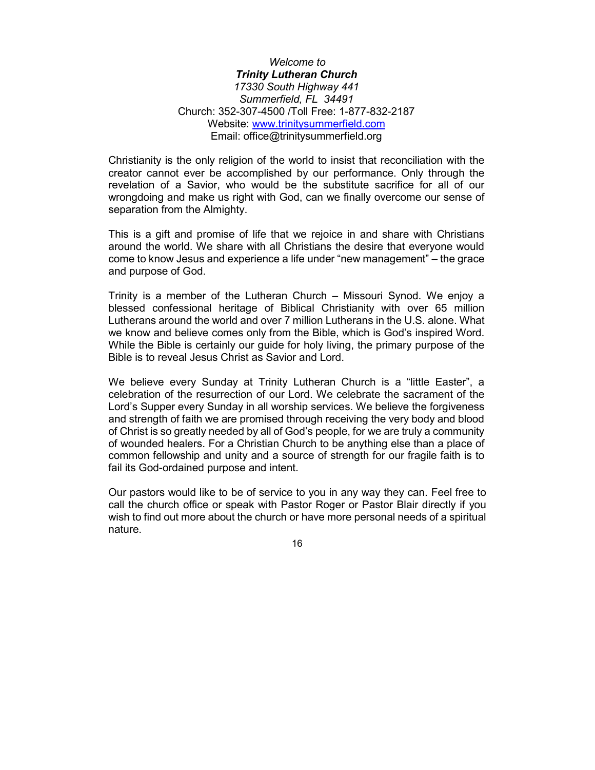*Welcome to*
***Trinity Lutheran Church***
*17330 South Highway 441*
*Summerfield, FL 34491*
Church: 352-307-4500 /Toll Free: 1-877-832-2187
Website: [www.trinitysummerfield.com](http://www.trinitysummerfield.com)
Email: office@trinitysummerfield.org

Christianity is the only religion of the world to insist that reconciliation with the creator cannot ever be accomplished by our performance. Only through the revelation of a Savior, who would be the substitute sacrifice for all of our wrongdoing and make us right with God, can we finally overcome our sense of separation from the Almighty.

This is a gift and promise of life that we rejoice in and share with Christians around the world. We share with all Christians the desire that everyone would come to know Jesus and experience a life under "new management" – the grace and purpose of God.

Trinity is a member of the Lutheran Church – Missouri Synod. We enjoy a blessed confessional heritage of Biblical Christianity with over 65 million Lutherans around the world and over 7 million Lutherans in the U.S. alone. What we know and believe comes only from the Bible, which is God's inspired Word. While the Bible is certainly our guide for holy living, the primary purpose of the Bible is to reveal Jesus Christ as Savior and Lord.

We believe every Sunday at Trinity Lutheran Church is a "little Easter", a celebration of the resurrection of our Lord. We celebrate the sacrament of the Lord's Supper every Sunday in all worship services. We believe the forgiveness and strength of faith we are promised through receiving the very body and blood of Christ is so greatly needed by all of God's people, for we are truly a community of wounded healers. For a Christian Church to be anything else than a place of common fellowship and unity and a source of strength for our fragile faith is to fail its God-ordained purpose and intent.

Our pastors would like to be of service to you in any way they can. Feel free to call the church office or speak with Pastor Roger or Pastor Blair directly if you wish to find out more about the church or have more personal needs of a spiritual nature.